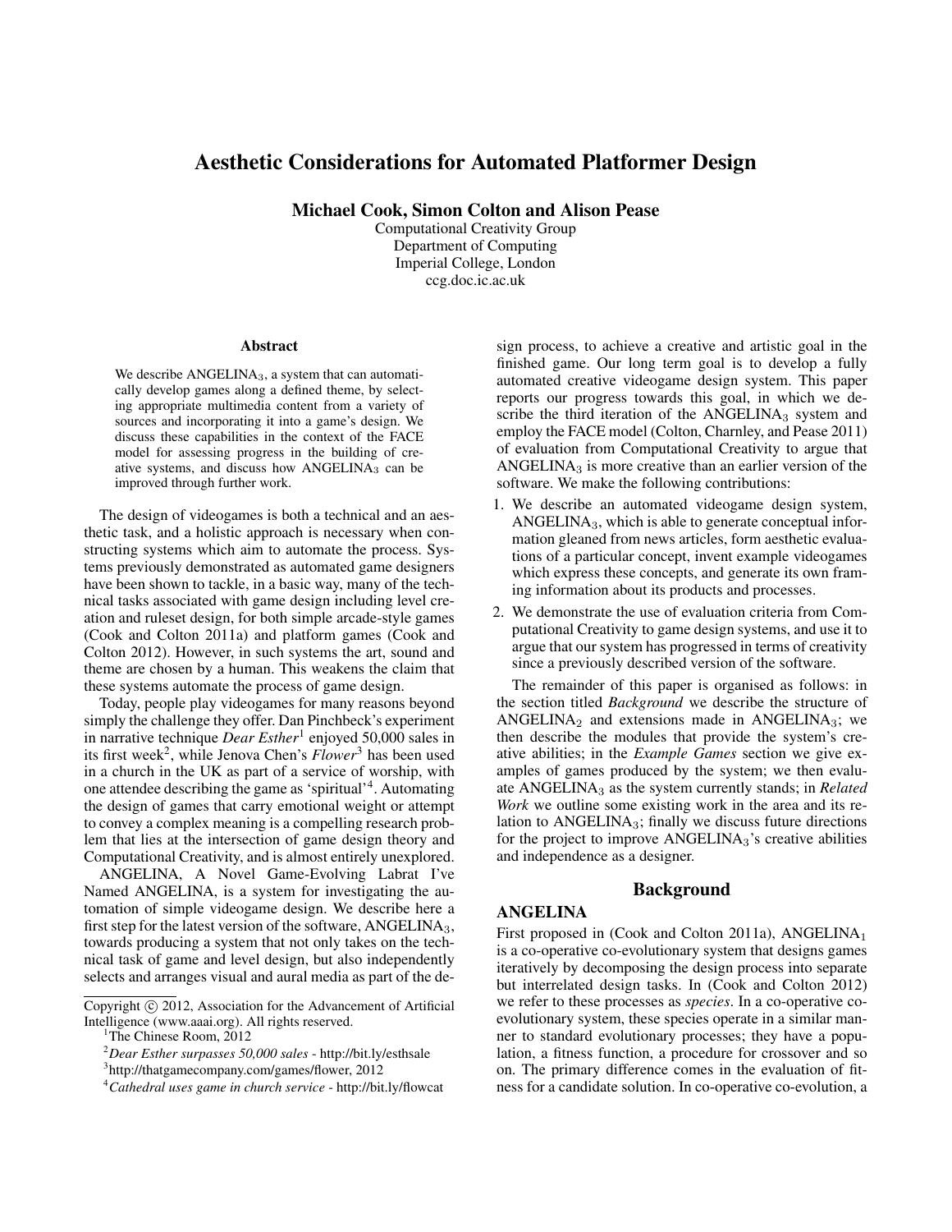// Aesthetic Considerations for Automated Platformer Design

# Aesthetic Considerations for Automated Platformer Design

**Michael Cook, Simon Colton and Alison Pease**

Computational Creativity Group
Department of Computing
Imperial College, London
ccg.doc.ic.ac.uk

## Abstract

We describe ANGELINA$_3$, a system that can automatically develop games along a defined theme, by selecting appropriate multimedia content from a variety of sources and incorporating it into a game's design. We discuss these capabilities in the context of the FACE model for assessing progress in the building of creative systems, and discuss how ANGELINA$_3$ can be improved through further work.

The design of videogames is both a technical and an aesthetic task, and a holistic approach is necessary when constructing systems which aim to automate the process. Systems previously demonstrated as automated game designers have been shown to tackle, in a basic way, many of the technical tasks associated with game design including level creation and ruleset design, for both simple arcade-style games (Cook and Colton 2011a) and platform games (Cook and Colton 2012). However, in such systems the art, sound and theme are chosen by a human. This weakens the claim that these systems automate the process of game design.

Today, people play videogames for many reasons beyond simply the challenge they offer. Dan Pinchbeck's experiment in narrative technique *Dear Esther*[1] enjoyed 50,000 sales in its first week[2], while Jenova Chen's *Flower*[3] has been used in a church in the UK as part of a service of worship, with one attendee describing the game as 'spiritual'[4]. Automating the design of games that carry emotional weight or attempt to convey a complex meaning is a compelling research problem that lies at the intersection of game design theory and Computational Creativity, and is almost entirely unexplored.

ANGELINA, A Novel Game-Evolving Labrat I've Named ANGELINA, is a system for investigating the automation of simple videogame design. We describe here a first step for the latest version of the software, ANGELINA$_3$, towards producing a system that not only takes on the technical task of game and level design, but also independently selects and arranges visual and aural media as part of the design process, to achieve a creative and artistic goal in the finished game. Our long term goal is to develop a fully automated creative videogame design system. This paper reports our progress towards this goal, in which we describe the third iteration of the ANGELINA$_3$ system and employ the FACE model (Colton, Charnley, and Pease 2011) of evaluation from Computational Creativity to argue that ANGELINA$_3$ is more creative than an earlier version of the software. We make the following contributions:

1. We describe an automated videogame design system, ANGELINA$_3$, which is able to generate conceptual information gleaned from news articles, form aesthetic evaluations of a particular concept, invent example videogames which express these concepts, and generate its own framing information about its products and processes.
2. We demonstrate the use of evaluation criteria from Computational Creativity to game design systems, and use it to argue that our system has progressed in terms of creativity since a previously described version of the software.

The remainder of this paper is organised as follows: in the section titled *Background* we describe the structure of ANGELINA$_2$ and extensions made in ANGELINA$_3$; we then describe the modules that provide the system's creative abilities; in the *Example Games* section we give examples of games produced by the system; we then evaluate ANGELINA$_3$ as the system currently stands; in *Related Work* we outline some existing work in the area and its relation to ANGELINA$_3$; finally we discuss future directions for the project to improve ANGELINA$_3$'s creative abilities and independence as a designer.

## Background

### ANGELINA

First proposed in (Cook and Colton 2011a), ANGELINA$_1$ is a co-operative co-evolutionary system that designs games iteratively by decomposing the design process into separate but interrelated design tasks. In (Cook and Colton 2012) we refer to these processes as *species*. In a co-operative co-evolutionary system, these species operate in a similar manner to standard evolutionary processes; they have a population, a fitness function, a procedure for crossover and so on. The primary difference comes in the evaluation of fitness for a candidate solution. In co-operative co-evolution, a

---

Copyright © 2012, Association for the Advancement of Artificial Intelligence (www.aaai.org). All rights reserved.

[1] The Chinese Room, 2012

[2] *Dear Esther surpasses 50,000 sales* - http://bit.ly/esthsale

[3] http://thatgamecompany.com/games/flower, 2012

[4] *Cathedral uses game in church service* - http://bit.ly/flowcat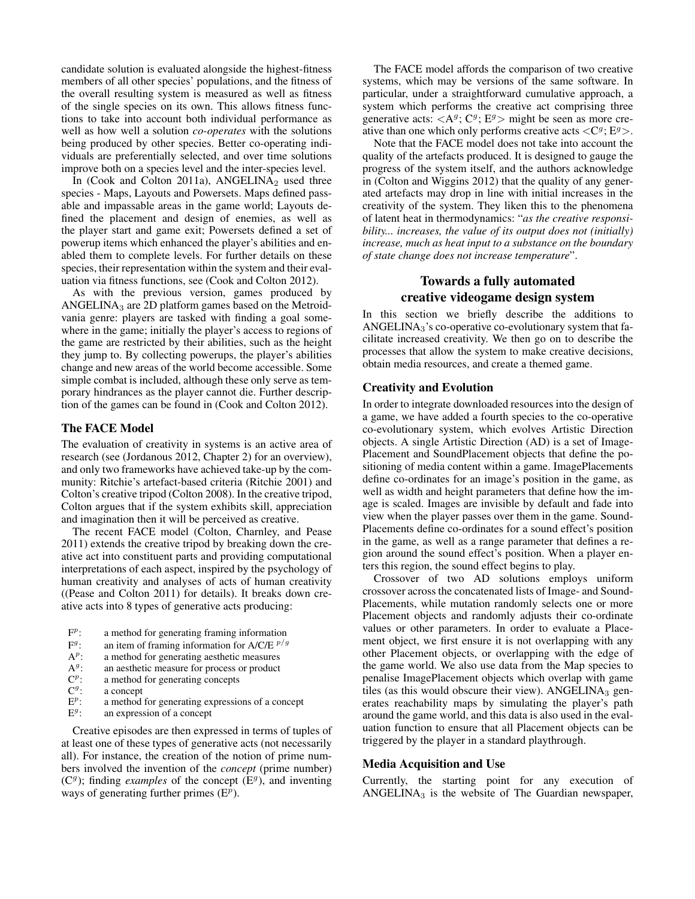candidate solution is evaluated alongside the highest-fitness members of all other species' populations, and the fitness of the overall resulting system is measured as well as fitness of the single species on its own. This allows fitness functions to take into account both individual performance as well as how well a solution *co-operates* with the solutions being produced by other species. Better co-operating individuals are preferentially selected, and over time solutions improve both on a species level and the inter-species level.

In (Cook and Colton 2011a), ANGELINA$_2$ used three species - Maps, Layouts and Powersets. Maps defined passable and impassable areas in the game world; Layouts defined the placement and design of enemies, as well as the player start and game exit; Powersets defined a set of powerup items which enhanced the player's abilities and enabled them to complete levels. For further details on these species, their representation within the system and their evaluation via fitness functions, see (Cook and Colton 2012).

As with the previous version, games produced by ANGELINA$_3$ are 2D platform games based on the Metroidvania genre: players are tasked with finding a goal somewhere in the game; initially the player's access to regions of the game are restricted by their abilities, such as the height they jump to. By collecting powerups, the player's abilities change and new areas of the world become accessible. Some simple combat is included, although these only serve as temporary hindrances as the player cannot die. Further description of the games can be found in (Cook and Colton 2012).

### The FACE Model

The evaluation of creativity in systems is an active area of research (see (Jordanous 2012, Chapter 2) for an overview), and only two frameworks have achieved take-up by the community: Ritchie's artefact-based criteria (Ritchie 2001) and Colton's creative tripod (Colton 2008). In the creative tripod, Colton argues that if the system exhibits skill, appreciation and imagination then it will be perceived as creative.

The recent FACE model (Colton, Charnley, and Pease 2011) extends the creative tripod by breaking down the creative act into constituent parts and providing computational interpretations of each aspect, inspired by the psychology of human creativity and analyses of acts of human creativity ((Pease and Colton 2011) for details). It breaks down creative acts into 8 types of generative acts producing:

- $F^p$: a method for generating framing information
- $F^g$: an item of framing information for A/C/E $^{p/g}$
- $A^p$: a method for generating aesthetic measures
- $A^g$: an aesthetic measure for process or product
- $C^p$: a method for generating concepts
- $C^g$: a concept
- $E^p$: a method for generating expressions of a concept
- $E^g$: an expression of a concept

Creative episodes are then expressed in terms of tuples of at least one of these types of generative acts (not necessarily all). For instance, the creation of the notion of prime numbers involved the invention of the *concept* (prime number) ($C^g$); finding *examples* of the concept ($E^g$), and inventing ways of generating further primes ($E^p$).

The FACE model affords the comparison of two creative systems, which may be versions of the same software. In particular, under a straightforward cumulative approach, a system which performs the creative act comprising three generative acts: $<A^g; C^g; E^g>$ might be seen as more creative than one which only performs creative acts $<C^g; E^g>$.

Note that the FACE model does not take into account the quality of the artefacts produced. It is designed to gauge the progress of the system itself, and the authors acknowledge in (Colton and Wiggins 2012) that the quality of any generated artefacts may drop in line with initial increases in the creativity of the system. They liken this to the phenomena of latent heat in thermodynamics: "*as the creative responsibility... increases, the value of its output does not (initially) increase, much as heat input to a substance on the boundary of state change does not increase temperature*".

## Towards a fully automated creative videogame design system

In this section we briefly describe the additions to ANGELINA$_3$'s co-operative co-evolutionary system that facilitate increased creativity. We then go on to describe the processes that allow the system to make creative decisions, obtain media resources, and create a themed game.

### Creativity and Evolution

In order to integrate downloaded resources into the design of a game, we have added a fourth species to the co-operative co-evolutionary system, which evolves Artistic Direction objects. A single Artistic Direction (AD) is a set of ImagePlacement and SoundPlacement objects that define the positioning of media content within a game. ImagePlacements define co-ordinates for an image's position in the game, as well as width and height parameters that define how the image is scaled. Images are invisible by default and fade into view when the player passes over them in the game. SoundPlacements define co-ordinates for a sound effect's position in the game, as well as a range parameter that defines a region around the sound effect's position. When a player enters this region, the sound effect begins to play.

Crossover of two AD solutions employs uniform crossover across the concatenated lists of Image- and SoundPlacements, while mutation randomly selects one or more Placement objects and randomly adjusts their co-ordinate values or other parameters. In order to evaluate a Placement object, we first ensure it is not overlapping with any other Placement objects, or overlapping with the edge of the game world. We also use data from the Map species to penalise ImagePlacement objects which overlap with game tiles (as this would obscure their view). ANGELINA$_3$ generates reachability maps by simulating the player's path around the game world, and this data is also used in the evaluation function to ensure that all Placement objects can be triggered by the player in a standard playthrough.

### Media Acquisition and Use

Currently, the starting point for any execution of ANGELINA$_3$ is the website of The Guardian newspaper,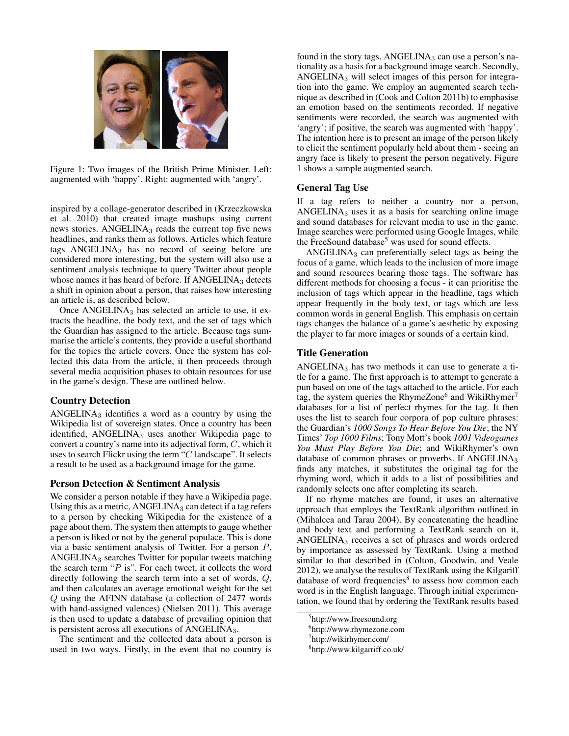Figure 1: Two images of the British Prime Minister. Left: augmented with 'happy'. Right: augmented with 'angry'.

inspired by a collage-generator described in (Krzeczkowska et al. 2010) that created image mashups using current news stories. ANGELINA$_3$ reads the current top five news headlines, and ranks them as follows. Articles which feature tags ANGELINA$_3$ has no record of seeing before are considered more interesting, but the system will also use a sentiment analysis technique to query Twitter about people whose names it has heard of before. If ANGELINA$_3$ detects a shift in opinion about a person, that raises how interesting an article is, as described below.

Once ANGELINA$_3$ has selected an article to use, it extracts the headline, the body text, and the set of tags which the Guardian has assigned to the article. Because tags summarise the article's contents, they provide a useful shorthand for the topics the article covers. Once the system has collected this data from the article, it then proceeds through several media acquisition phases to obtain resources for use in the game's design. These are outlined below.

### Country Detection

ANGELINA$_3$ identifies a word as a country by using the Wikipedia list of sovereign states. Once a country has been identified, ANGELINA$_3$ uses another Wikipedia page to convert a country's name into its adjectival form, $C$, which it uses to search Flickr using the term "$C$ landscape". It selects a result to be used as a background image for the game.

### Person Detection & Sentiment Analysis

We consider a person notable if they have a Wikipedia page. Using this as a metric, ANGELINA$_3$ can detect if a tag refers to a person by checking Wikipedia for the existence of a page about them. The system then attempts to gauge whether a person is liked or not by the general populace. This is done via a basic sentiment analysis of Twitter. For a person $P$, ANGELINA$_3$ searches Twitter for popular tweets matching the search term "$P$ is". For each tweet, it collects the word directly following the search term into a set of words, $Q$, and then calculates an average emotional weight for the set $Q$ using the AFINN database (a collection of 2477 words with hand-assigned valences) (Nielsen 2011). This average is then used to update a database of prevailing opinion that is persistent across all executions of ANGELINA$_3$.

The sentiment and the collected data about a person is used in two ways. Firstly, in the event that no country is found in the story tags, ANGELINA$_3$ can use a person's nationality as a basis for a background image search. Secondly, ANGELINA$_3$ will select images of this person for integration into the game. We employ an augmented search technique as described in (Cook and Colton 2011b) to emphasise an emotion based on the sentiments recorded. If negative sentiments were recorded, the search was augmented with 'angry'; if positive, the search was augmented with 'happy'. The intention here is to present an image of the person likely to elicit the sentiment popularly held about them - seeing an angry face is likely to present the person negatively. Figure 1 shows a sample augmented search.

### General Tag Use

If a tag refers to neither a country nor a person, ANGELINA$_3$ uses it as a basis for searching online image and sound databases for relevant media to use in the game. Image searches were performed using Google Images, while the FreeSound database[5] was used for sound effects.

ANGELINA$_3$ can preferentially select tags as being the focus of a game, which leads to the inclusion of more image and sound resources bearing those tags. The software has different methods for choosing a focus - it can prioritise the inclusion of tags which appear in the headline, tags which appear frequently in the body text, or tags which are less common words in general English. This emphasis on certain tags changes the balance of a game's aesthetic by exposing the player to far more images or sounds of a certain kind.

### Title Generation

ANGELINA$_3$ has two methods it can use to generate a title for a game. The first approach is to attempt to generate a pun based on one of the tags attached to the article. For each tag, the system queries the RhymeZone[6] and WikiRhymer[7] databases for a list of perfect rhymes for the tag. It then uses the list to search four corpora of pop culture phrases: the Guardian's *1000 Songs To Hear Before You Die*; the NY Times' *Top 1000 Films*; Tony Mott's book *1001 Videogames You Must Play Before You Die*; and WikiRhymer's own database of common phrases or proverbs. If ANGELINA$_3$ finds any matches, it substitutes the original tag for the rhyming word, which it adds to a list of possibilities and randomly selects one after completing its search.

If no rhyme matches are found, it uses an alternative approach that employs the TextRank algorithm outlined in (Mihalcea and Tarau 2004). By concatenating the headline and body text and performing a TextRank search on it, ANGELINA$_3$ receives a set of phrases and words ordered by importance as assessed by TextRank. Using a method similar to that described in (Colton, Goodwin, and Veale 2012), we analyse the results of TextRank using the Kilgariff database of word frequencies[8] to assess how common each word is in the English language. Through initial experimentation, we found that by ordering the TextRank results based

[5] http://www.freesound.org

[6] http://www.rhymezone.com

[7] http://wikirhymer.com/

[8] http://www.kilgarriff.co.uk/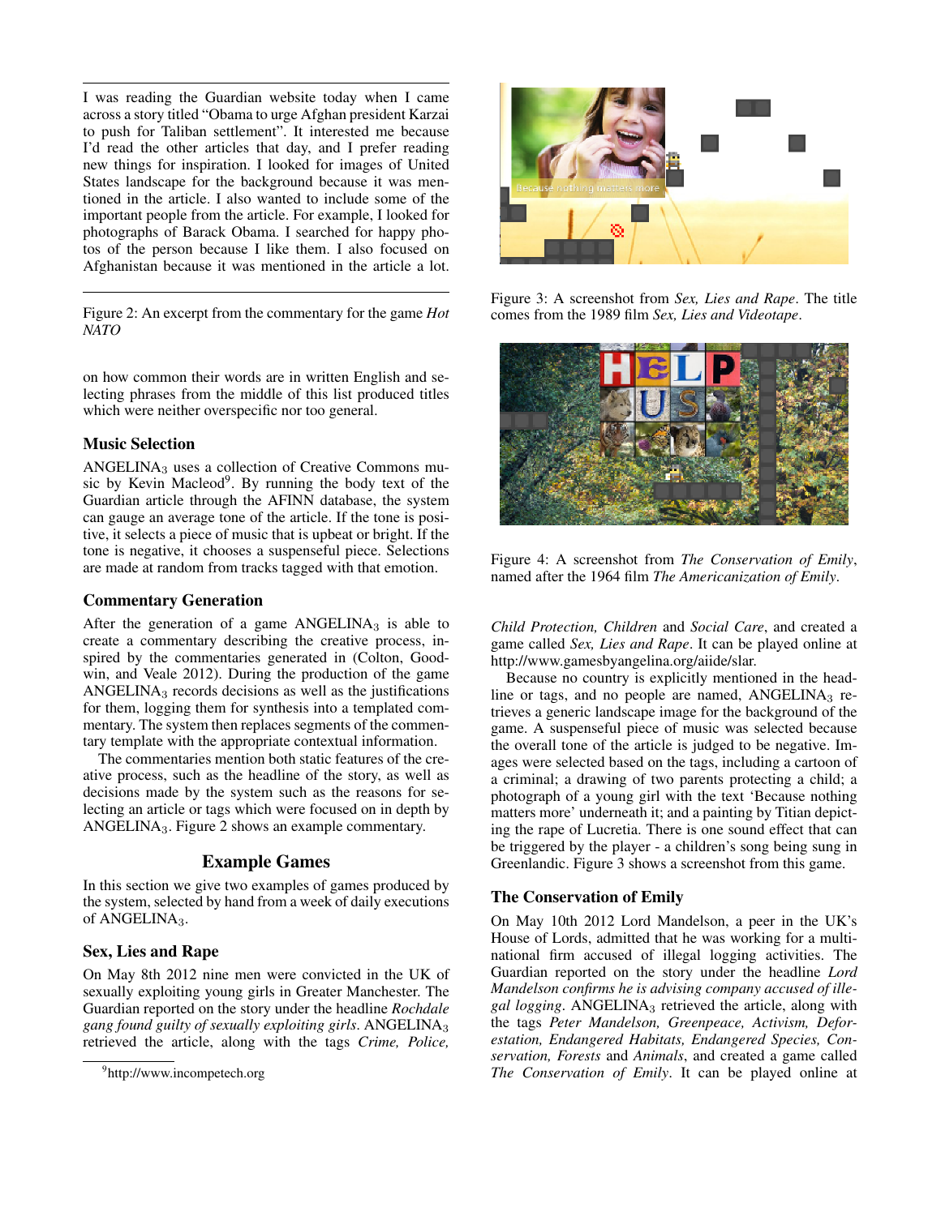I was reading the Guardian website today when I came across a story titled "Obama to urge Afghan president Karzai to push for Taliban settlement". It interested me because I'd read the other articles that day, and I prefer reading new things for inspiration. I looked for images of United States landscape for the background because it was mentioned in the article. I also wanted to include some of the important people from the article. For example, I looked for photographs of Barack Obama. I searched for happy photos of the person because I like them. I also focused on Afghanistan because it was mentioned in the article a lot.

Figure 2: An excerpt from the commentary for the game *Hot NATO*

on how common their words are in written English and selecting phrases from the middle of this list produced titles which were neither overspecific nor too general.

### Music Selection

ANGELINA$_3$ uses a collection of Creative Commons music by Kevin Macleod[9]. By running the body text of the Guardian article through the AFINN database, the system can gauge an average tone of the article. If the tone is positive, it selects a piece of music that is upbeat or bright. If the tone is negative, it chooses a suspenseful piece. Selections are made at random from tracks tagged with that emotion.

### Commentary Generation

After the generation of a game ANGELINA$_3$ is able to create a commentary describing the creative process, inspired by the commentaries generated in (Colton, Goodwin, and Veale 2012). During the production of the game ANGELINA$_3$ records decisions as well as the justifications for them, logging them for synthesis into a templated commentary. The system then replaces segments of the commentary template with the appropriate contextual information.

The commentaries mention both static features of the creative process, such as the headline of the story, as well as decisions made by the system such as the reasons for selecting an article or tags which were focused on in depth by ANGELINA$_3$. Figure 2 shows an example commentary.

## Example Games

In this section we give two examples of games produced by the system, selected by hand from a week of daily executions of ANGELINA$_3$.

### Sex, Lies and Rape

On May 8th 2012 nine men were convicted in the UK of sexually exploiting young girls in Greater Manchester. The Guardian reported on the story under the headline *Rochdale gang found guilty of sexually exploiting girls*. ANGELINA$_3$ retrieved the article, along with the tags *Crime, Police, Child Protection, Children* and *Social Care*, and created a game called *Sex, Lies and Rape*. It can be played online at http://www.gamesbyangelina.org/aiide/slar.

Figure 3: A screenshot from *Sex, Lies and Rape*. The title comes from the 1989 film *Sex, Lies and Videotape*.

Because no country is explicitly mentioned in the headline or tags, and no people are named, ANGELINA$_3$ retrieves a generic landscape image for the background of the game. A suspenseful piece of music was selected because the overall tone of the article is judged to be negative. Images were selected based on the tags, including a cartoon of a criminal; a drawing of two parents protecting a child; a photograph of a young girl with the text 'Because nothing matters more' underneath it; and a painting by Titian depicting the rape of Lucretia. There is one sound effect that can be triggered by the player - a children's song being sung in Greenlandic. Figure 3 shows a screenshot from this game.

Figure 4: A screenshot from *The Conservation of Emily*, named after the 1964 film *The Americanization of Emily*.

### The Conservation of Emily

On May 10th 2012 Lord Mandelson, a peer in the UK's House of Lords, admitted that he was working for a multinational firm accused of illegal logging activities. The Guardian reported on the story under the headline *Lord Mandelson confirms he is advising company accused of illegal logging*. ANGELINA$_3$ retrieved the article, along with the tags *Peter Mandelson, Greenpeace, Activism, Deforestation, Endangered Habitats, Endangered Species, Conservation, Forests* and *Animals*, and created a game called *The Conservation of Emily*. It can be played online at

[9] http://www.incompetech.org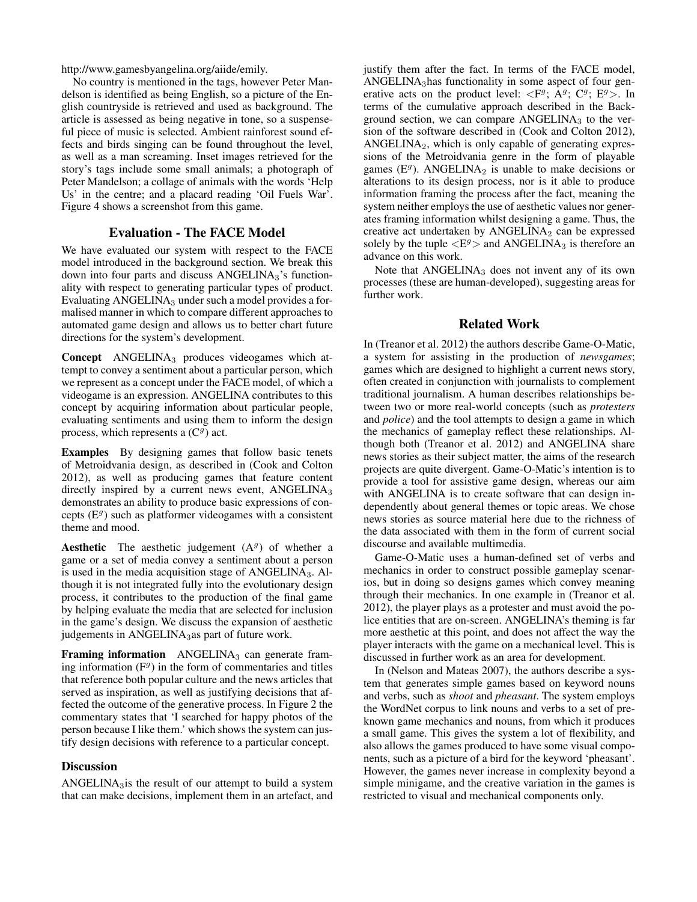http://www.gamesbyangelina.org/aiide/emily.

No country is mentioned in the tags, however Peter Mandelson is identified as being English, so a picture of the English countryside is retrieved and used as background. The article is assessed as being negative in tone, so a suspenseful piece of music is selected. Ambient rainforest sound effects and birds singing can be found throughout the level, as well as a man screaming. Inset images retrieved for the story's tags include some small animals; a photograph of Peter Mandelson; a collage of animals with the words 'Help Us' in the centre; and a placard reading 'Oil Fuels War'. Figure 4 shows a screenshot from this game.

## Evaluation - The FACE Model

We have evaluated our system with respect to the FACE model introduced in the background section. We break this down into four parts and discuss ANGELINA$_3$'s functionality with respect to generating particular types of product. Evaluating ANGELINA$_3$ under such a model provides a formalised manner in which to compare different approaches to automated game design and allows us to better chart future directions for the system's development.

**Concept** ANGELINA$_3$ produces videogames which attempt to convey a sentiment about a particular person, which we represent as a concept under the FACE model, of which a videogame is an expression. ANGELINA contributes to this concept by acquiring information about particular people, evaluating sentiments and using them to inform the design process, which represents a ($C^g$) act.

**Examples** By designing games that follow basic tenets of Metroidvania design, as described in (Cook and Colton 2012), as well as producing games that feature content directly inspired by a current news event, ANGELINA$_3$ demonstrates an ability to produce basic expressions of concepts ($E^g$) such as platformer videogames with a consistent theme and mood.

**Aesthetic** The aesthetic judgement ($A^g$) of whether a game or a set of media convey a sentiment about a person is used in the media acquisition stage of ANGELINA$_3$. Although it is not integrated fully into the evolutionary design process, it contributes to the production of the final game by helping evaluate the media that are selected for inclusion in the game's design. We discuss the expansion of aesthetic judgements in ANGELINA$_3$as part of future work.

**Framing information** ANGELINA$_3$ can generate framing information ($F^g$) in the form of commentaries and titles that reference both popular culture and the news articles that served as inspiration, as well as justifying decisions that affected the outcome of the generative process. In Figure 2 the commentary states that 'I searched for happy photos of the person because I like them.' which shows the system can justify design decisions with reference to a particular concept.

### Discussion

ANGELINA$_3$is the result of our attempt to build a system that can make decisions, implement them in an artefact, and justify them after the fact. In terms of the FACE model, ANGELINA$_3$has functionality in some aspect of four generative acts on the product level: $<F^g; A^g; C^g; E^g>$. In terms of the cumulative approach described in the Background section, we can compare ANGELINA$_3$ to the version of the software described in (Cook and Colton 2012), ANGELINA$_2$, which is only capable of generating expressions of the Metroidvania genre in the form of playable games ($E^g$). ANGELINA$_2$ is unable to make decisions or alterations to its design process, nor is it able to produce information framing the process after the fact, meaning the system neither employs the use of aesthetic values nor generates framing information whilst designing a game. Thus, the creative act undertaken by ANGELINA$_2$ can be expressed solely by the tuple $<E^g>$ and ANGELINA$_3$ is therefore an advance on this work.

Note that ANGELINA$_3$ does not invent any of its own processes (these are human-developed), suggesting areas for further work.

## Related Work

In (Treanor et al. 2012) the authors describe Game-O-Matic, a system for assisting in the production of *newsgames*; games which are designed to highlight a current news story, often created in conjunction with journalists to complement traditional journalism. A human describes relationships between two or more real-world concepts (such as *protesters* and *police*) and the tool attempts to design a game in which the mechanics of gameplay reflect these relationships. Although both (Treanor et al. 2012) and ANGELINA share news stories as their subject matter, the aims of the research projects are quite divergent. Game-O-Matic's intention is to provide a tool for assistive game design, whereas our aim with ANGELINA is to create software that can design independently about general themes or topic areas. We chose news stories as source material here due to the richness of the data associated with them in the form of current social discourse and available multimedia.

Game-O-Matic uses a human-defined set of verbs and mechanics in order to construct possible gameplay scenarios, but in doing so designs games which convey meaning through their mechanics. In one example in (Treanor et al. 2012), the player plays as a protester and must avoid the police entities that are on-screen. ANGELINA's theming is far more aesthetic at this point, and does not affect the way the player interacts with the game on a mechanical level. This is discussed in further work as an area for development.

In (Nelson and Mateas 2007), the authors describe a system that generates simple games based on keyword nouns and verbs, such as *shoot* and *pheasant*. The system employs the WordNet corpus to link nouns and verbs to a set of pre-known game mechanics and nouns, from which it produces a small game. This gives the system a lot of flexibility, and also allows the games produced to have some visual components, such as a picture of a bird for the keyword 'pheasant'. However, the games never increase in complexity beyond a simple minigame, and the creative variation in the games is restricted to visual and mechanical components only.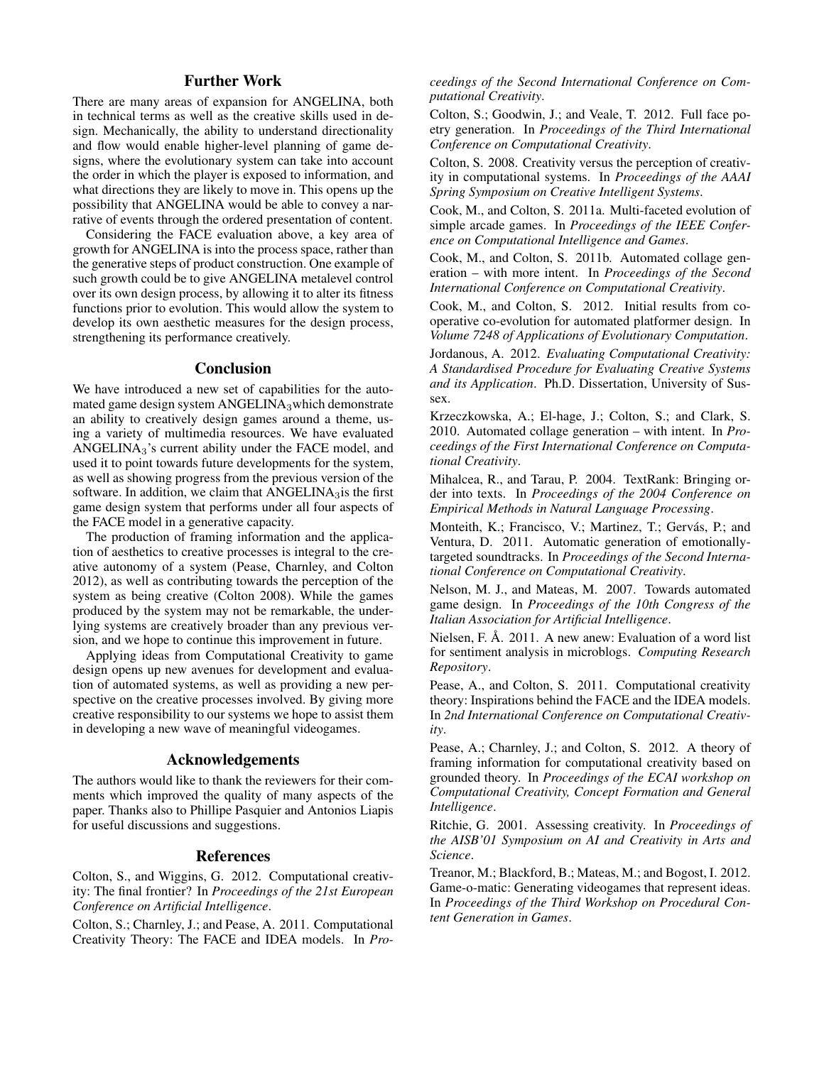## Further Work

There are many areas of expansion for ANGELINA, both in technical terms as well as the creative skills used in design. Mechanically, the ability to understand directionality and flow would enable higher-level planning of game designs, where the evolutionary system can take into account the order in which the player is exposed to information, and what directions they are likely to move in. This opens up the possibility that ANGELINA would be able to convey a narrative of events through the ordered presentation of content.

Considering the FACE evaluation above, a key area of growth for ANGELINA is into the process space, rather than the generative steps of product construction. One example of such growth could be to give ANGELINA metalevel control over its own design process, by allowing it to alter its fitness functions prior to evolution. This would allow the system to develop its own aesthetic measures for the design process, strengthening its performance creatively.

## Conclusion

We have introduced a new set of capabilities for the automated game design system $\text{ANGELINA}_3$which demonstrate an ability to creatively design games around a theme, using a variety of multimedia resources. We have evaluated $\text{ANGELINA}_3$'s current ability under the FACE model, and used it to point towards future developments for the system, as well as showing progress from the previous version of the software. In addition, we claim that $\text{ANGELINA}_3$is the first game design system that performs under all four aspects of the FACE model in a generative capacity.

The production of framing information and the application of aesthetics to creative processes is integral to the creative autonomy of a system (Pease, Charnley, and Colton 2012), as well as contributing towards the perception of the system as being creative (Colton 2008). While the games produced by the system may not be remarkable, the underlying systems are creatively broader than any previous version, and we hope to continue this improvement in future.

Applying ideas from Computational Creativity to game design opens up new avenues for development and evaluation of automated systems, as well as providing a new perspective on the creative processes involved. By giving more creative responsibility to our systems we hope to assist them in developing a new wave of meaningful videogames.

## Acknowledgements

The authors would like to thank the reviewers for their comments which improved the quality of many aspects of the paper. Thanks also to Phillipe Pasquier and Antonios Liapis for useful discussions and suggestions.

## References

Colton, S., and Wiggins, G. 2012. Computational creativity: The final frontier? In *Proceedings of the 21st European Conference on Artificial Intelligence*.

Colton, S.; Charnley, J.; and Pease, A. 2011. Computational Creativity Theory: The FACE and IDEA models. In *Proceedings of the Second International Conference on Computational Creativity*.

Colton, S.; Goodwin, J.; and Veale, T. 2012. Full face poetry generation. In *Proceedings of the Third International Conference on Computational Creativity*.

Colton, S. 2008. Creativity versus the perception of creativity in computational systems. In *Proceedings of the AAAI Spring Symposium on Creative Intelligent Systems*.

Cook, M., and Colton, S. 2011a. Multi-faceted evolution of simple arcade games. In *Proceedings of the IEEE Conference on Computational Intelligence and Games*.

Cook, M., and Colton, S. 2011b. Automated collage generation – with more intent. In *Proceedings of the Second International Conference on Computational Creativity*.

Cook, M., and Colton, S. 2012. Initial results from co-operative co-evolution for automated platformer design. In *Volume 7248 of Applications of Evolutionary Computation*.

Jordanous, A. 2012. *Evaluating Computational Creativity: A Standardised Procedure for Evaluating Creative Systems and its Application*. Ph.D. Dissertation, University of Sussex.

Krzeczkowska, A.; El-hage, J.; Colton, S.; and Clark, S. 2010. Automated collage generation – with intent. In *Proceedings of the First International Conference on Computational Creativity*.

Mihalcea, R., and Tarau, P. 2004. TextRank: Bringing order into texts. In *Proceedings of the 2004 Conference on Empirical Methods in Natural Language Processing*.

Monteith, K.; Francisco, V.; Martinez, T.; Gervás, P.; and Ventura, D. 2011. Automatic generation of emotionally-targeted soundtracks. In *Proceedings of the Second International Conference on Computational Creativity*.

Nelson, M. J., and Mateas, M. 2007. Towards automated game design. In *Proceedings of the 10th Congress of the Italian Association for Artificial Intelligence*.

Nielsen, F. Å. 2011. A new anew: Evaluation of a word list for sentiment analysis in microblogs. *Computing Research Repository*.

Pease, A., and Colton, S. 2011. Computational creativity theory: Inspirations behind the FACE and the IDEA models. In *2nd International Conference on Computational Creativity*.

Pease, A.; Charnley, J.; and Colton, S. 2012. A theory of framing information for computational creativity based on grounded theory. In *Proceedings of the ECAI workshop on Computational Creativity, Concept Formation and General Intelligence*.

Ritchie, G. 2001. Assessing creativity. In *Proceedings of the AISB'01 Symposium on AI and Creativity in Arts and Science*.

Treanor, M.; Blackford, B.; Mateas, M.; and Bogost, I. 2012. Game-o-matic: Generating videogames that represent ideas. In *Proceedings of the Third Workshop on Procedural Content Generation in Games*.